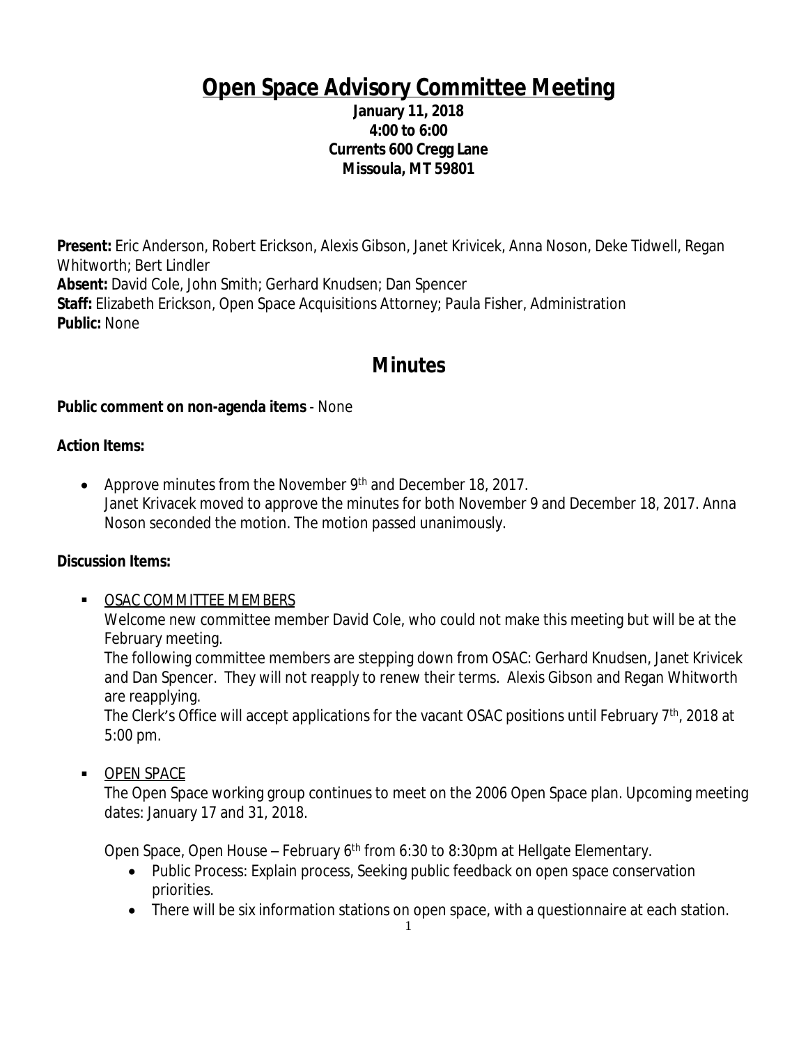# Open Space Advisory Committee Meeting

**January 11, 2018**
**4:00 to 6:00**
**Currents 600 Cregg Lane**
**Missoula, MT 59801**

**Present:** Eric Anderson, Robert Erickson, Alexis Gibson, Janet Krivicek, Anna Noson, Deke Tidwell, Regan Whitworth; Bert Lindler
**Absent:** David Cole, John Smith; Gerhard Knudsen; Dan Spencer
**Staff:** Elizabeth Erickson, Open Space Acquisitions Attorney; Paula Fisher, Administration
**Public:** None

## Minutes

**Public comment on non-agenda items** - None

**Action Items:**

- Approve minutes from the November 9th and December 18, 2017.
  Janet Krivacek moved to approve the minutes for both November 9 and December 18, 2017. Anna Noson seconded the motion. The motion passed unanimously.

**Discussion Items:**

- OSAC COMMITTEE MEMBERS
  Welcome new committee member David Cole, who could not make this meeting but will be at the February meeting.
  The following committee members are stepping down from OSAC: Gerhard Knudsen, Janet Krivicek and Dan Spencer. They will not reapply to renew their terms. Alexis Gibson and Regan Whitworth are reapplying.
  The Clerk's Office will accept applications for the vacant OSAC positions until February 7th, 2018 at 5:00 pm.

- OPEN SPACE
  The Open Space working group continues to meet on the 2006 Open Space plan. Upcoming meeting dates: January 17 and 31, 2018.

  Open Space, Open House – February 6th from 6:30 to 8:30pm at Hellgate Elementary.
  - Public Process: Explain process, Seeking public feedback on open space conservation priorities.
  - There will be six information stations on open space, with a questionnaire at each station.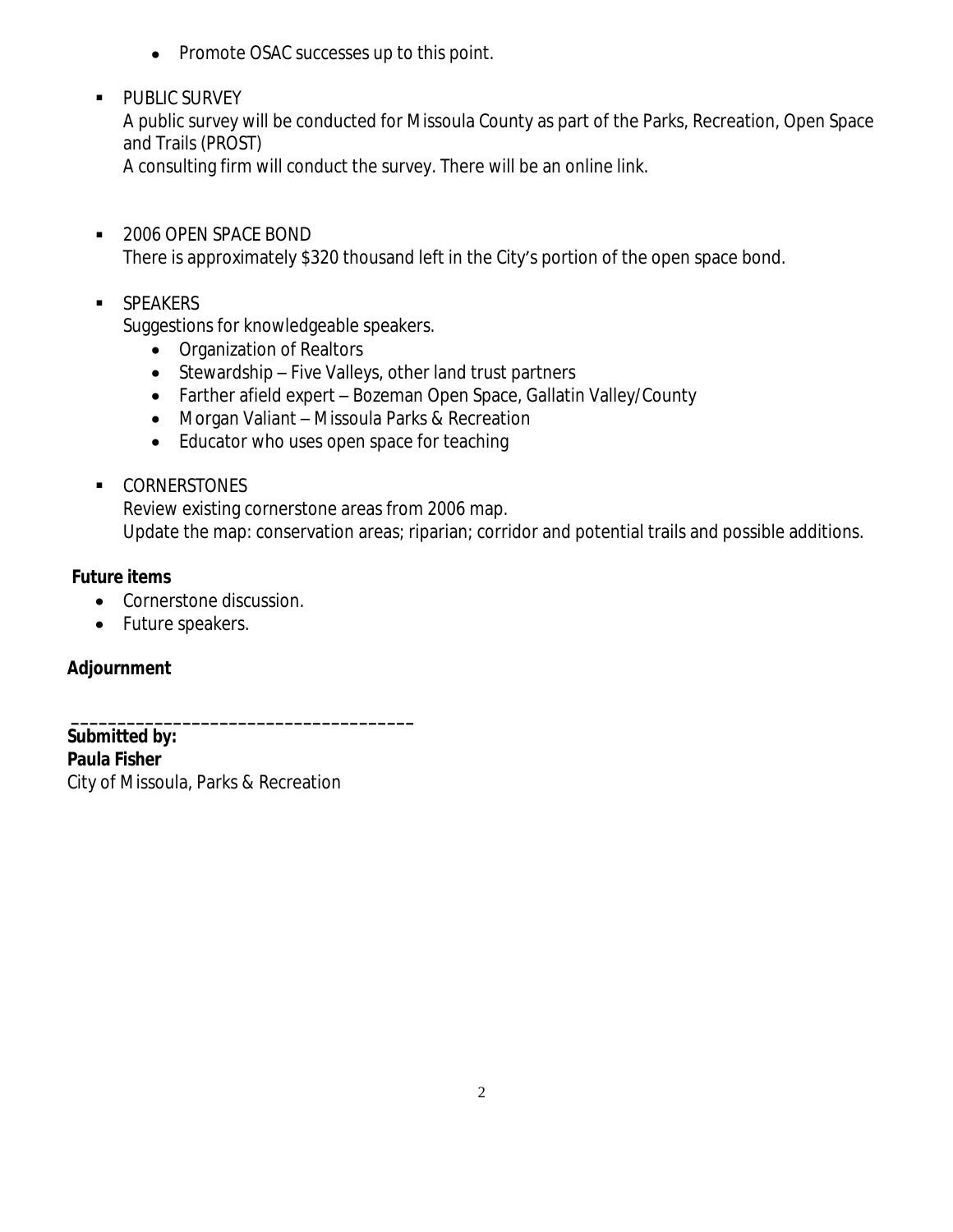- Promote OSAC successes up to this point.

- PUBLIC SURVEY
  A public survey will be conducted for Missoula County as part of the Parks, Recreation, Open Space and Trails (PROST)
  A consulting firm will conduct the survey. There will be an online link.

- 2006 OPEN SPACE BOND
  There is approximately $320 thousand left in the City's portion of the open space bond.

- SPEAKERS
  Suggestions for knowledgeable speakers.
  - Organization of Realtors
  - Stewardship – Five Valleys, other land trust partners
  - Farther afield expert – Bozeman Open Space, Gallatin Valley/County
  - Morgan Valiant – Missoula Parks & Recreation
  - Educator who uses open space for teaching

- CORNERSTONES
  Review existing cornerstone areas from 2006 map.
  Update the map: conservation areas; riparian; corridor and potential trails and possible additions.

**Future items**

- Cornerstone discussion.
- Future speakers.

**Adjournment**

___________________________________

**Submitted by:**
**Paula Fisher**
City of Missoula, Parks & Recreation